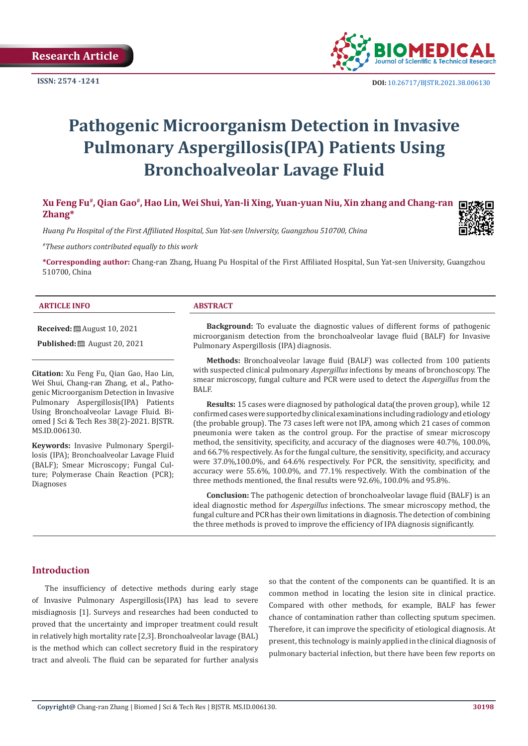Research Article

ISSN: 2574 -1241

DOI: 10.26717/BJSTR.2021.38.006130

# Pathogenic Microorganism Detection in Invasive Pulmonary Aspergillosis(IPA) Patients Using Bronchoalveolar Lavage Fluid

**Xu Feng Fu#, Qian Gao#, Hao Lin, Wei Shui, Yan-li Xing, Yuan-yuan Niu, Xin zhang and Chang-ran Zhang***

*Huang Pu Hospital of the First Affiliated Hospital, Sun Yat-sen University, Guangzhou 510700, China*

*#These authors contributed equally to this work*

**\*Corresponding author:** Chang-ran Zhang, Huang Pu Hospital of the First Affiliated Hospital, Sun Yat-sen University, Guangzhou 510700, China

## ARTICLE INFO

**Received:** August 10, 2021

**Published:** August 20, 2021

**Citation:** Xu Feng Fu, Qian Gao, Hao Lin, Wei Shui, Chang-ran Zhang, et al., Pathogenic Microorganism Detection in Invasive Pulmonary Aspergillosis(IPA) Patients Using Bronchoalveolar Lavage Fluid. Biomed J Sci & Tech Res 38(2)-2021. BJSTR. MS.ID.006130.

**Keywords:** Invasive Pulmonary Spergillosis (IPA); Bronchoalveolar Lavage Fluid (BALF); Smear Microscopy; Fungal Culture; Polymerase Chain Reaction (PCR); Diagnoses

## ABSTRACT

**Background:** To evaluate the diagnostic values of different forms of pathogenic microorganism detection from the bronchoalveolar lavage fluid (BALF) for Invasive Pulmonary Aspergillosis (IPA) diagnosis.

**Methods:** Bronchoalveolar lavage fluid (BALF) was collected from 100 patients with suspected clinical pulmonary *Aspergillus* infections by means of bronchoscopy. The smear microscopy, fungal culture and PCR were used to detect the *Aspergillus* from the BALF.

**Results:** 15 cases were diagnosed by pathological data(the proven group), while 12 confirmed cases were supported by clinical examinations including radiology and etiology (the probable group). The 73 cases left were not IPA, among which 21 cases of common pneumonia were taken as the control group. For the practise of smear microscopy method, the sensitivity, specificity, and accuracy of the diagnoses were 40.7%, 100.0%, and 66.7% respectively. As for the fungal culture, the sensitivity, specificity, and accuracy were 37.0%,100.0%, and 64.6% respectively. For PCR, the sensitivity, specificity, and accuracy were 55.6%, 100.0%, and 77.1% respectively. With the combination of the three methods mentioned, the final results were 92.6%, 100.0% and 95.8%.

**Conclusion:** The pathogenic detection of bronchoalveolar lavage fluid (BALF) is an ideal diagnostic method for *Aspergillus* infections. The smear microscopy method, the fungal culture and PCR has their own limitations in diagnosis. The detection of combining the three methods is proved to improve the efficiency of IPA diagnosis significantly.

## Introduction

The insufficiency of detective methods during early stage of Invasive Pulmonary Aspergillosis(IPA) has lead to severe misdiagnosis [1]. Surveys and researches had been conducted to proved that the uncertainty and improper treatment could result in relatively high mortality rate [2,3]. Bronchoalveolar lavage (BAL) is the method which can collect secretory fluid in the respiratory tract and alveoli. The fluid can be separated for further analysis so that the content of the components can be quantified. It is an common method in locating the lesion site in clinical practice. Compared with other methods, for example, BALF has fewer chance of contamination rather than collecting sputum specimen. Therefore, it can improve the specificity of etiological diagnosis. At present, this technology is mainly applied in the clinical diagnosis of pulmonary bacterial infection, but there have been few reports on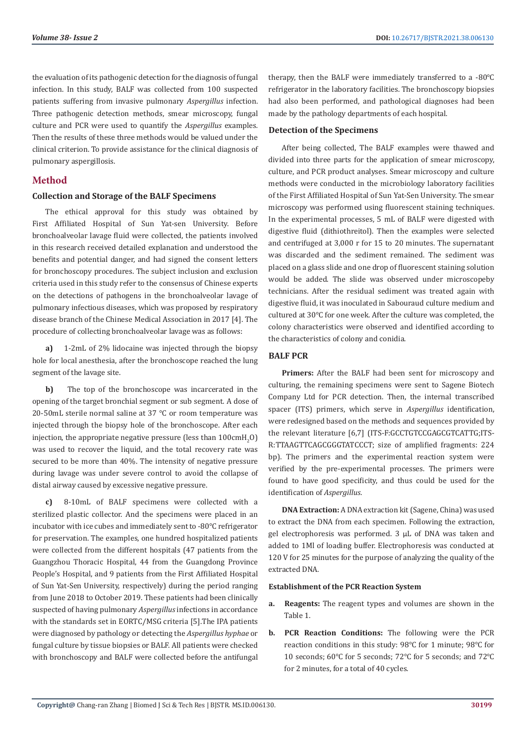the evaluation of its pathogenic detection for the diagnosis of fungal infection. In this study, BALF was collected from 100 suspected patients suffering from invasive pulmonary *Aspergillus* infection. Three pathogenic detection methods, smear microscopy, fungal culture and PCR were used to quantify the *Aspergillus* examples. Then the results of these three methods would be valued under the clinical criterion. To provide assistance for the clinical diagnosis of pulmonary aspergillosis.

## Method

### Collection and Storage of the BALF Specimens

The ethical approval for this study was obtained by First Affiliated Hospital of Sun Yat-sen University. Before bronchoalveolar lavage fluid were collected, the patients involved in this research received detailed explanation and understood the benefits and potential danger, and had signed the consent letters for bronchoscopy procedures. The subject inclusion and exclusion criteria used in this study refer to the consensus of Chinese experts on the detections of pathogens in the bronchoalveolar lavage of pulmonary infectious diseases, which was proposed by respiratory disease branch of the Chinese Medical Association in 2017 [4]. The procedure of collecting bronchoalveolar lavage was as follows:

**a)** 1-2mL of 2% lidocaine was injected through the biopsy hole for local anesthesia, after the bronchoscope reached the lung segment of the lavage site.

**b)** The top of the bronchoscope was incarcerated in the opening of the target bronchial segment or sub segment. A dose of 20-50mL sterile normal saline at 37 °C or room temperature was injected through the biopsy hole of the bronchoscope. After each injection, the appropriate negative pressure (less than 100cm$H_2O$) was used to recover the liquid, and the total recovery rate was secured to be more than 40%. The intensity of negative pressure during lavage was under severe control to avoid the collapse of distal airway caused by excessive negative pressure.

**c)** 8-10mL of BALF specimens were collected with a sterilized plastic collector. And the specimens were placed in an incubator with ice cubes and immediately sent to -80°C refrigerator for preservation. The examples, one hundred hospitalized patients were collected from the different hospitals (47 patients from the Guangzhou Thoracic Hospital, 44 from the Guangdong Province People's Hospital, and 9 patients from the First Affiliated Hospital of Sun Yat-Sen University, respectively) during the period ranging from June 2018 to October 2019. These patients had been clinically suspected of having pulmonary *Aspergillus* infections in accordance with the standards set in EORTC/MSG criteria [5].The IPA patients were diagnosed by pathology or detecting the *Aspergillus hyphae* or fungal culture by tissue biopsies or BALF. All patients were checked with bronchoscopy and BALF were collected before the antifungal therapy, then the BALF were immediately transferred to a -80°C refrigerator in the laboratory facilities. The bronchoscopy biopsies had also been performed, and pathological diagnoses had been made by the pathology departments of each hospital.

### Detection of the Specimens

After being collected, The BALF examples were thawed and divided into three parts for the application of smear microscopy, culture, and PCR product analyses. Smear microscopy and culture methods were conducted in the microbiology laboratory facilities of the First Affiliated Hospital of Sun Yat-Sen University. The smear microscopy was performed using fluorescent staining techniques. In the experimental processes, 5 mL of BALF were digested with digestive fluid (dithiothreitol). Then the examples were selected and centrifuged at 3,000 r for 15 to 20 minutes. The supernatant was discarded and the sediment remained. The sediment was placed on a glass slide and one drop of fluorescent staining solution would be added. The slide was observed under microscopeby technicians. After the residual sediment was treated again with digestive fluid, it was inoculated in Sabouraud culture medium and cultured at 30°C for one week. After the culture was completed, the colony characteristics were observed and identified according to the characteristics of colony and conidia.

### BALF PCR

**Primers:** After the BALF had been sent for microscopy and culturing, the remaining specimens were sent to Sagene Biotech Company Ltd for PCR detection. Then, the internal transcribed spacer (ITS) primers, which serve in *Aspergillus* identification, were redesigned based on the methods and sequences provided by the relevant literature [6,7] (ITS-F:GCCTGTCCGAGCGTCATTG;ITS-R:TTAAGTTCAGCGGGTATCCCT; size of amplified fragments: 224 bp). The primers and the experimental reaction system were verified by the pre-experimental processes. The primers were found to have good specificity, and thus could be used for the identification of *Aspergillus*.

**DNA Extraction:** A DNA extraction kit (Sagene, China) was used to extract the DNA from each specimen. Following the extraction, gel electrophoresis was performed. 3 μL of DNA was taken and added to 1Ml of loading buffer. Electrophoresis was conducted at 120 V for 25 minutes for the purpose of analyzing the quality of the extracted DNA.

#### Establishment of the PCR Reaction System

a. **Reagents:** The reagent types and volumes are shown in the Table 1.

b. **PCR Reaction Conditions:** The following were the PCR reaction conditions in this study: 98°C for 1 minute; 98°C for 10 seconds; 60°C for 5 seconds; 72°C for 5 seconds; and 72°C for 2 minutes, for a total of 40 cycles.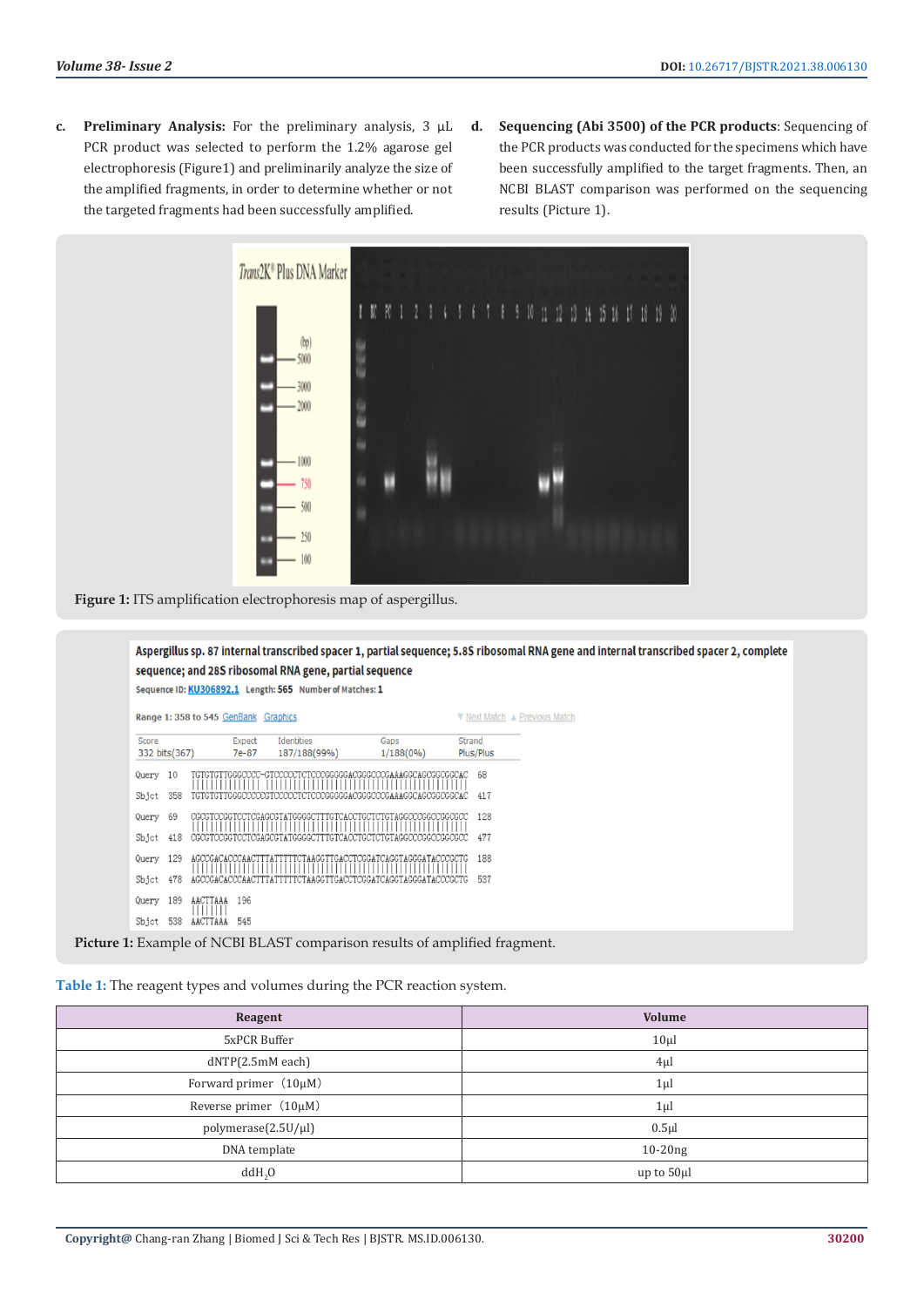c. **Preliminary Analysis:** For the preliminary analysis, 3 μL PCR product was selected to perform the 1.2% agarose gel electrophoresis (Figure1) and preliminarily analyze the size of the amplified fragments, in order to determine whether or not the targeted fragments had been successfully amplified.

d. **Sequencing (Abi 3500) of the PCR products**: Sequencing of the PCR products was conducted for the specimens which have been successfully amplified to the target fragments. Then, an NCBI BLAST comparison was performed on the sequencing results (Picture 1).

**Figure 1:** ITS amplification electrophoresis map of aspergillus.

**Picture 1:** Example of NCBI BLAST comparison results of amplified fragment.

**Table 1:** The reagent types and volumes during the PCR reaction system.

| Reagent | Volume |
|---|---|
| 5xPCR Buffer | 10μl |
| dNTP(2.5mM each) | 4μl |
| Forward primer（10μM） | 1μl |
| Reverse primer（10μM） | 1μl |
| polymerase(2.5U/μl) | 0.5μl |
| DNA template | 10-20ng |
| $ddH_2O$ | up to 50μl |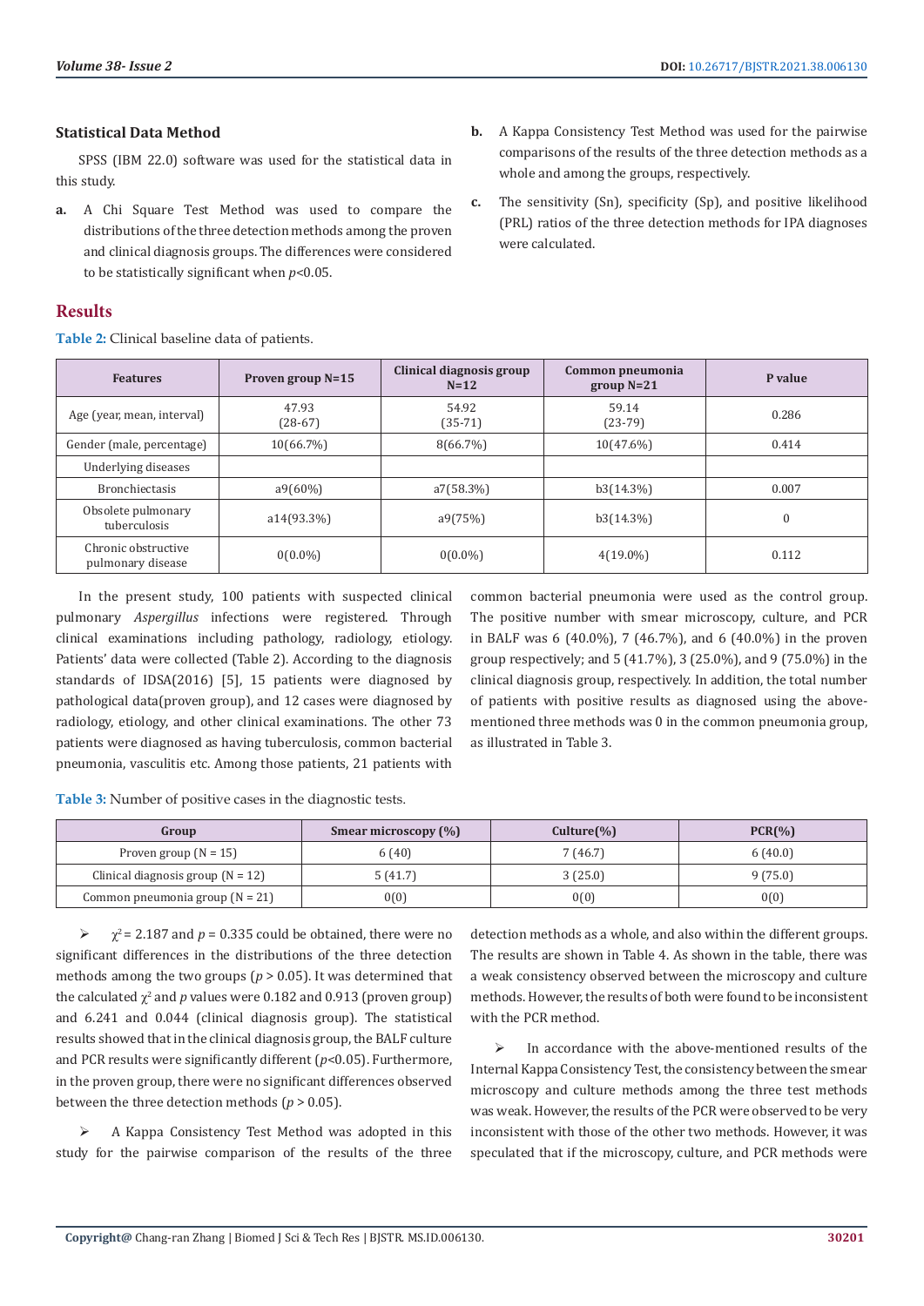### Statistical Data Method

SPSS (IBM 22.0) software was used for the statistical data in this study.

a. A Chi Square Test Method was used to compare the distributions of the three detection methods among the proven and clinical diagnosis groups. The differences were considered to be statistically significant when $p$<0.05.

b. A Kappa Consistency Test Method was used for the pairwise comparisons of the results of the three detection methods as a whole and among the groups, respectively.

c. The sensitivity (Sn), specificity (Sp), and positive likelihood (PRL) ratios of the three detection methods for IPA diagnoses were calculated.

## Results

**Table 2:** Clinical baseline data of patients.

| Features | Proven group N=15 | Clinical diagnosis group N=12 | Common pneumonia group N=21 | P value |
|---|---|---|---|---|
| Age (year, mean, interval) | 47.93 (28-67) | 54.92 (35-71) | 59.14 (23-79) | 0.286 |
| Gender (male, percentage) | 10(66.7%) | 8(66.7%) | 10(47.6%) | 0.414 |
| Underlying diseases | | | | |
| Bronchiectasis | a9(60%) | a7(58.3%) | b3(14.3%) | 0.007 |
| Obsolete pulmonary tuberculosis | a14(93.3%) | a9(75%) | b3(14.3%) | 0 |
| Chronic obstructive pulmonary disease | 0(0.0%) | 0(0.0%) | 4(19.0%) | 0.112 |

In the present study, 100 patients with suspected clinical pulmonary *Aspergillus* infections were registered. Through clinical examinations including pathology, radiology, etiology. Patients' data were collected (Table 2). According to the diagnosis standards of IDSA(2016) [5], 15 patients were diagnosed by pathological data(proven group), and 12 cases were diagnosed by radiology, etiology, and other clinical examinations. The other 73 patients were diagnosed as having tuberculosis, common bacterial pneumonia, vasculitis etc. Among those patients, 21 patients with common bacterial pneumonia were used as the control group. The positive number with smear microscopy, culture, and PCR in BALF was 6 (40.0%), 7 (46.7%), and 6 (40.0%) in the proven group respectively; and 5 (41.7%), 3 (25.0%), and 9 (75.0%) in the clinical diagnosis group, respectively. In addition, the total number of patients with positive results as diagnosed using the above-mentioned three methods was 0 in the common pneumonia group, as illustrated in Table 3.

**Table 3:** Number of positive cases in the diagnostic tests.

| Group | Smear microscopy (%) | Culture(%) | PCR(%) |
|---|---|---|---|
| Proven group (N = 15) | 6 (40) | 7 (46.7) | 6 (40.0) |
| Clinical diagnosis group (N = 12) | 5 (41.7) | 3 (25.0) | 9 (75.0) |
| Common pneumonia group (N = 21) | 0(0) | 0(0) | 0(0) |

➢ $\chi^2$ = 2.187 and $p$ = 0.335 could be obtained, there were no significant differences in the distributions of the three detection methods among the two groups ($p$ > 0.05). It was determined that the calculated $\chi^2$ and $p$ values were 0.182 and 0.913 (proven group) and 6.241 and 0.044 (clinical diagnosis group). The statistical results showed that in the clinical diagnosis group, the BALF culture and PCR results were significantly different ($p$<0.05). Furthermore, in the proven group, there were no significant differences observed between the three detection methods ($p$ > 0.05).

➢ A Kappa Consistency Test Method was adopted in this study for the pairwise comparison of the results of the three detection methods as a whole, and also within the different groups. The results are shown in Table 4. As shown in the table, there was a weak consistency observed between the microscopy and culture methods. However, the results of both were found to be inconsistent with the PCR method.

➢ In accordance with the above-mentioned results of the Internal Kappa Consistency Test, the consistency between the smear microscopy and culture methods among the three test methods was weak. However, the results of the PCR were observed to be very inconsistent with those of the other two methods. However, it was speculated that if the microscopy, culture, and PCR methods were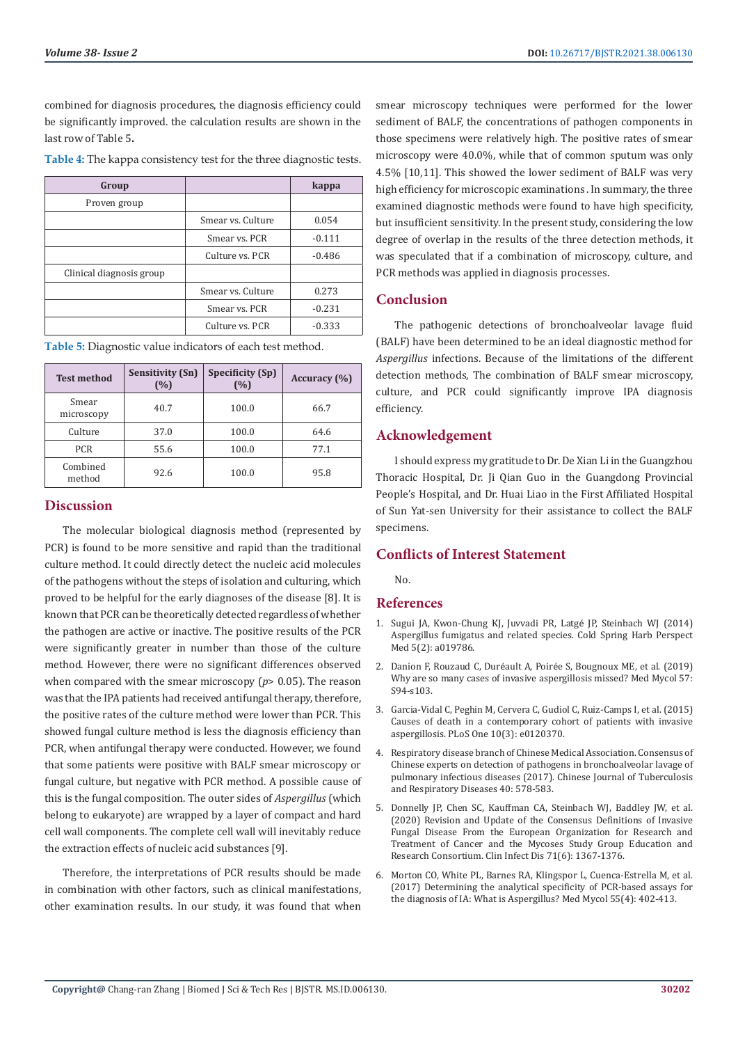combined for diagnosis procedures, the diagnosis efficiency could be significantly improved. the calculation results are shown in the last row of Table 5**.**

**Table 4:** The kappa consistency test for the three diagnostic tests.

| Group | | kappa |
|---|---|---|
| Proven group | | |
| | Smear vs. Culture | 0.054 |
| | Smear vs. PCR | -0.111 |
| | Culture vs. PCR | -0.486 |
| Clinical diagnosis group | | |
| | Smear vs. Culture | 0.273 |
| | Smear vs. PCR | -0.231 |
| | Culture vs. PCR | -0.333 |

**Table 5:** Diagnostic value indicators of each test method.

| Test method | Sensitivity (Sn) (%) | Specificity (Sp) (%) | Accuracy (%) |
|---|---|---|---|
| Smear microscopy | 40.7 | 100.0 | 66.7 |
| Culture | 37.0 | 100.0 | 64.6 |
| PCR | 55.6 | 100.0 | 77.1 |
| Combined method | 92.6 | 100.0 | 95.8 |

## Discussion

The molecular biological diagnosis method (represented by PCR) is found to be more sensitive and rapid than the traditional culture method. It could directly detect the nucleic acid molecules of the pathogens without the steps of isolation and culturing, which proved to be helpful for the early diagnoses of the disease [8]. It is known that PCR can be theoretically detected regardless of whether the pathogen are active or inactive. The positive results of the PCR were significantly greater in number than those of the culture method. However, there were no significant differences observed when compared with the smear microscopy ($p > 0.05$). The reason was that the IPA patients had received antifungal therapy, therefore, the positive rates of the culture method were lower than PCR. This showed fungal culture method is less the diagnosis efficiency than PCR, when antifungal therapy were conducted. However, we found that some patients were positive with BALF smear microscopy or fungal culture, but negative with PCR method. A possible cause of this is the fungal composition. The outer sides of *Aspergillus* (which belong to eukaryote) are wrapped by a layer of compact and hard cell wall components. The complete cell wall will inevitably reduce the extraction effects of nucleic acid substances [9].

Therefore, the interpretations of PCR results should be made in combination with other factors, such as clinical manifestations, other examination results. In our study, it was found that when smear microscopy techniques were performed for the lower sediment of BALF, the concentrations of pathogen components in those specimens were relatively high. The positive rates of smear microscopy were 40.0%, while that of common sputum was only 4.5% [10,11]. This showed the lower sediment of BALF was very high efficiency for microscopic examinations . In summary, the three examined diagnostic methods were found to have high specificity, but insufficient sensitivity. In the present study, considering the low degree of overlap in the results of the three detection methods, it was speculated that if a combination of microscopy, culture, and PCR methods was applied in diagnosis processes.

## Conclusion

The pathogenic detections of bronchoalveolar lavage fluid (BALF) have been determined to be an ideal diagnostic method for *Aspergillus* infections. Because of the limitations of the different detection methods, The combination of BALF smear microscopy, culture, and PCR could significantly improve IPA diagnosis efficiency.

## Acknowledgement

I should express my gratitude to Dr. De Xian Li in the Guangzhou Thoracic Hospital, Dr. Ji Qian Guo in the Guangdong Provincial People's Hospital, and Dr. Huai Liao in the First Affiliated Hospital of Sun Yat-sen University for their assistance to collect the BALF specimens.

## Conflicts of Interest Statement

No.

## References

1. Sugui JA, Kwon-Chung KJ, Juvvadi PR, Latgé JP, Steinbach WJ (2014) Aspergillus fumigatus and related species. Cold Spring Harb Perspect Med 5(2): a019786.
2. Danion F, Rouzaud C, Duréault A, Poirée S, Bougnoux ME, et al. (2019) Why are so many cases of invasive aspergillosis missed? Med Mycol 57: S94-s103.
3. Garcia-Vidal C, Peghin M, Cervera C, Gudiol C, Ruiz-Camps I, et al. (2015) Causes of death in a contemporary cohort of patients with invasive aspergillosis. PLoS One 10(3): e0120370.
4. Respiratory disease branch of Chinese Medical Association. Consensus of Chinese experts on detection of pathogens in bronchoalveolar lavage of pulmonary infectious diseases (2017). Chinese Journal of Tuberculosis and Respiratory Diseases 40: 578-583.
5. Donnelly JP, Chen SC, Kauffman CA, Steinbach WJ, Baddley JW, et al. (2020) Revision and Update of the Consensus Definitions of Invasive Fungal Disease From the European Organization for Research and Treatment of Cancer and the Mycoses Study Group Education and Research Consortium. Clin Infect Dis 71(6): 1367-1376.
6. Morton CO, White PL, Barnes RA, Klingspor L, Cuenca-Estrella M, et al. (2017) Determining the analytical specificity of PCR-based assays for the diagnosis of IA: What is Aspergillus? Med Mycol 55(4): 402-413.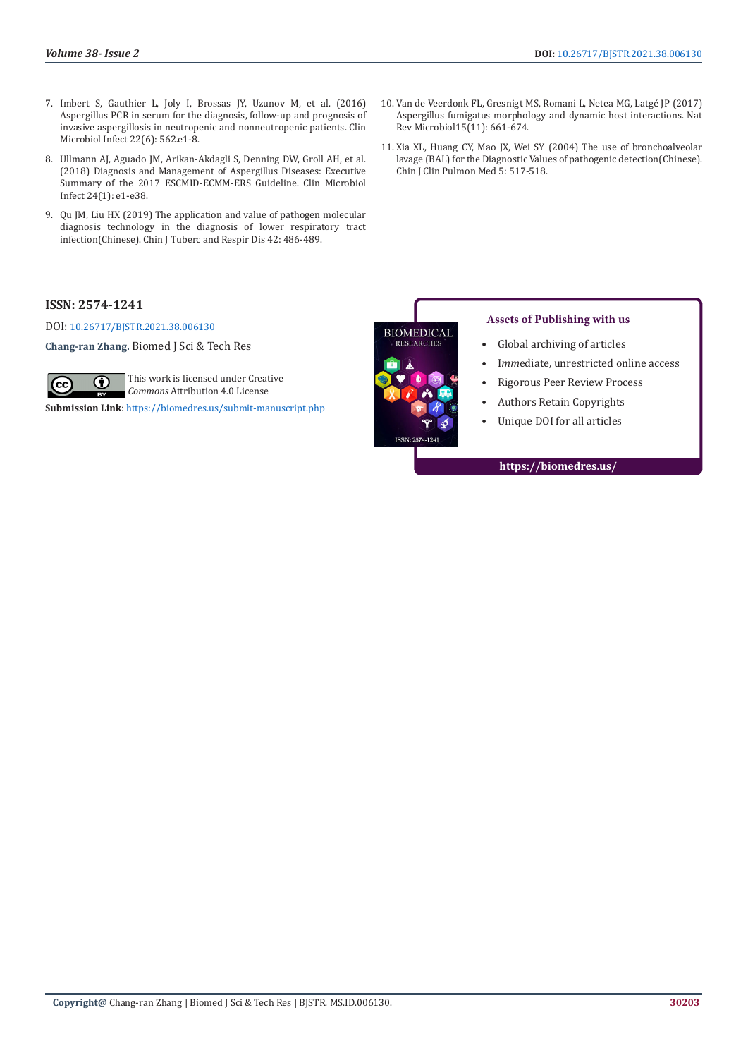7. Imbert S, Gauthier L, Joly I, Brossas JY, Uzunov M, et al. (2016) Aspergillus PCR in serum for the diagnosis, follow-up and prognosis of invasive aspergillosis in neutropenic and nonneutropenic patients. Clin Microbiol Infect 22(6): 562.e1-8.
8. Ullmann AJ, Aguado JM, Arikan-Akdagli S, Denning DW, Groll AH, et al. (2018) Diagnosis and Management of Aspergillus Diseases: Executive Summary of the 2017 ESCMID-ECMM-ERS Guideline. Clin Microbiol Infect 24(1): e1-e38.
9. Qu JM, Liu HX (2019) The application and value of pathogen molecular diagnosis technology in the diagnosis of lower respiratory tract infection(Chinese). Chin J Tuberc and Respir Dis 42: 486-489.
10. Van de Veerdonk FL, Gresnigt MS, Romani L, Netea MG, Latgé JP (2017) Aspergillus fumigatus morphology and dynamic host interactions. Nat Rev Microbiol15(11): 661-674.
11. Xia XL, Huang CY, Mao JX, Wei SY (2004) The use of bronchoalveolar lavage (BAL) for the Diagnostic Values of pathogenic detection(Chinese). Chin J Clin Pulmon Med 5: 517-518.

**ISSN: 2574-1241**

DOI: 10.26717/BJSTR.2021.38.006130

**Chang-ran Zhang.** Biomed J Sci & Tech Res

This work is licensed under Creative *Commons* Attribution 4.0 License

**Submission Link**: https://biomedres.us/submit-manuscript.php

BIOMEDICAL RESEARCHES

ISSN: 2574-1241

**Assets of Publishing with us**

- Global archiving of articles
- Immediate, unrestricted online access
- Rigorous Peer Review Process
- Authors Retain Copyrights
- Unique DOI for all articles

**https://biomedres.us/**